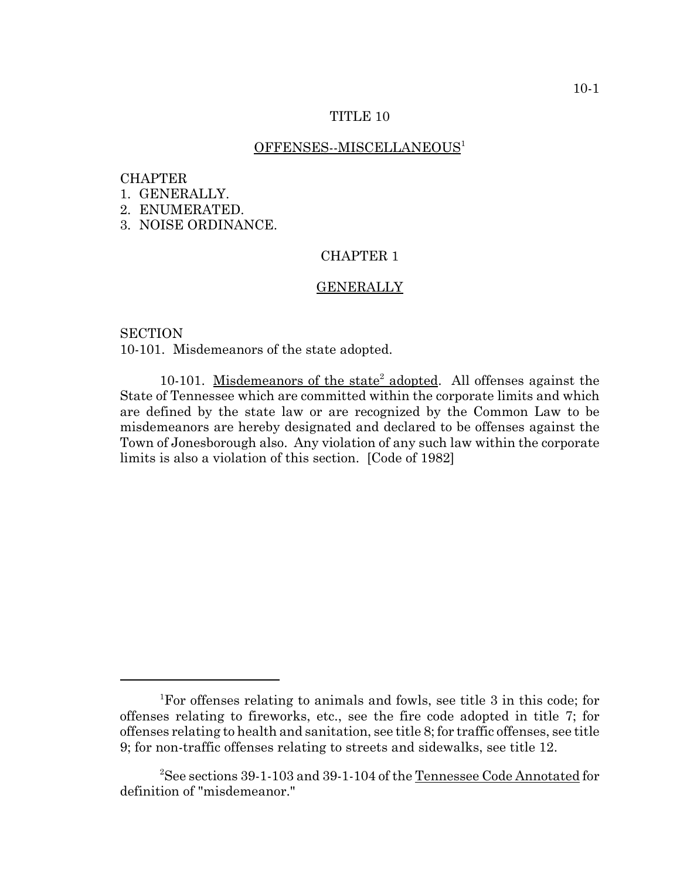# TITLE 10

## OFFENSES--MISCELLANEOUS[1]

CHAPTER
1. GENERALLY.
2. ENUMERATED.
3. NOISE ORDINANCE.

## CHAPTER 1

## GENERALLY

SECTION
10-101. Misdemeanors of the state adopted.

10-101. Misdemeanors of the state[2] adopted. All offenses against the State of Tennessee which are committed within the corporate limits and which are defined by the state law or are recognized by the Common Law to be misdemeanors are hereby designated and declared to be offenses against the Town of Jonesborough also. Any violation of any such law within the corporate limits is also a violation of this section. [Code of 1982]

---

[1]For offenses relating to animals and fowls, see title 3 in this code; for offenses relating to fireworks, etc., see the fire code adopted in title 7; for offenses relating to health and sanitation, see title 8; for traffic offenses, see title 9; for non-traffic offenses relating to streets and sidewalks, see title 12.

[2]See sections 39-1-103 and 39-1-104 of the Tennessee Code Annotated for definition of "misdemeanor."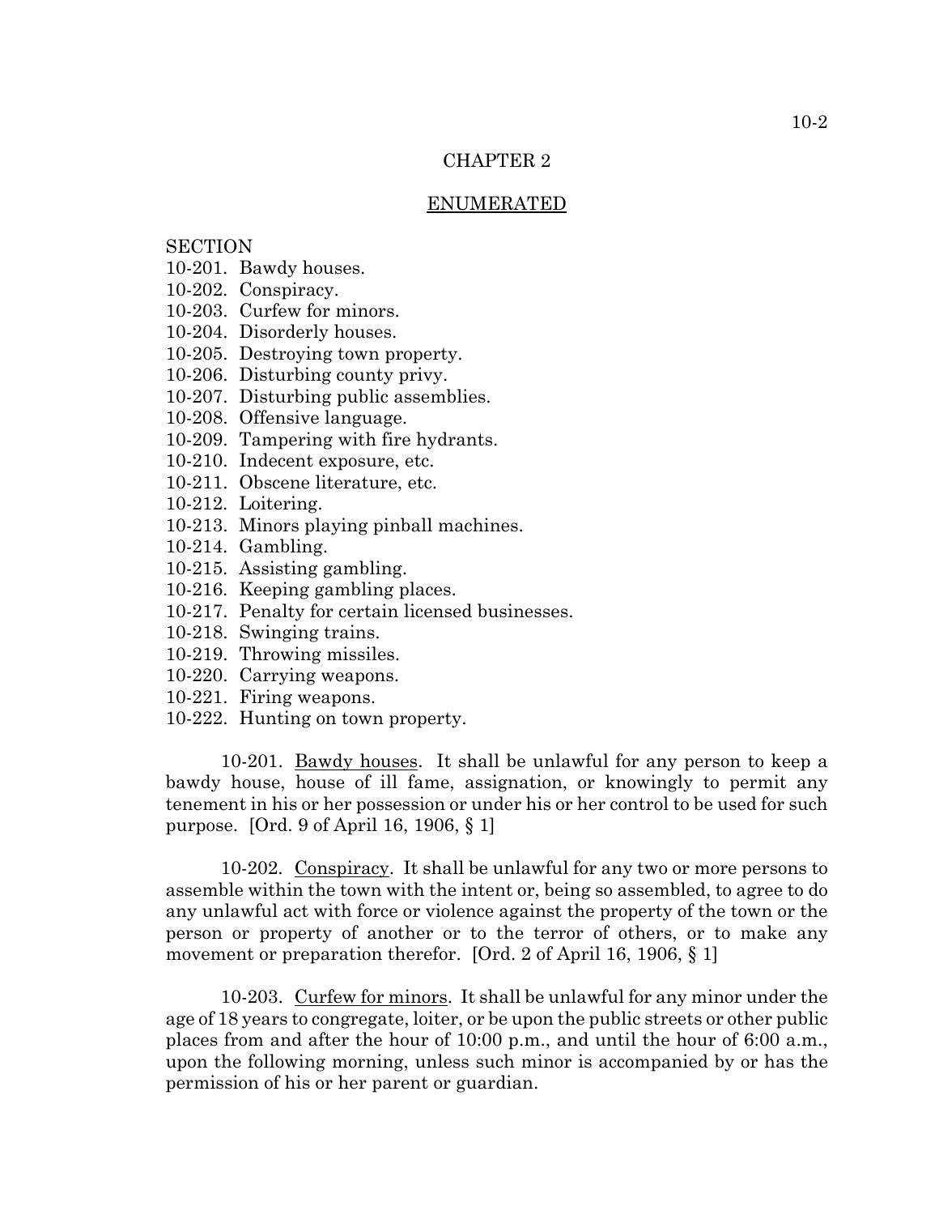# CHAPTER 2

## ENUMERATED

SECTION
10-201. Bawdy houses.
10-202. Conspiracy.
10-203. Curfew for minors.
10-204. Disorderly houses.
10-205. Destroying town property.
10-206. Disturbing county privy.
10-207. Disturbing public assemblies.
10-208. Offensive language.
10-209. Tampering with fire hydrants.
10-210. Indecent exposure, etc.
10-211. Obscene literature, etc.
10-212. Loitering.
10-213. Minors playing pinball machines.
10-214. Gambling.
10-215. Assisting gambling.
10-216. Keeping gambling places.
10-217. Penalty for certain licensed businesses.
10-218. Swinging trains.
10-219. Throwing missiles.
10-220. Carrying weapons.
10-221. Firing weapons.
10-222. Hunting on town property.

10-201. Bawdy houses. It shall be unlawful for any person to keep a bawdy house, house of ill fame, assignation, or knowingly to permit any tenement in his or her possession or under his or her control to be used for such purpose. [Ord. 9 of April 16, 1906, § 1]

10-202. Conspiracy. It shall be unlawful for any two or more persons to assemble within the town with the intent or, being so assembled, to agree to do any unlawful act with force or violence against the property of the town or the person or property of another or to the terror of others, or to make any movement or preparation therefor. [Ord. 2 of April 16, 1906, § 1]

10-203. Curfew for minors. It shall be unlawful for any minor under the age of 18 years to congregate, loiter, or be upon the public streets or other public places from and after the hour of 10:00 p.m., and until the hour of 6:00 a.m., upon the following morning, unless such minor is accompanied by or has the permission of his or her parent or guardian.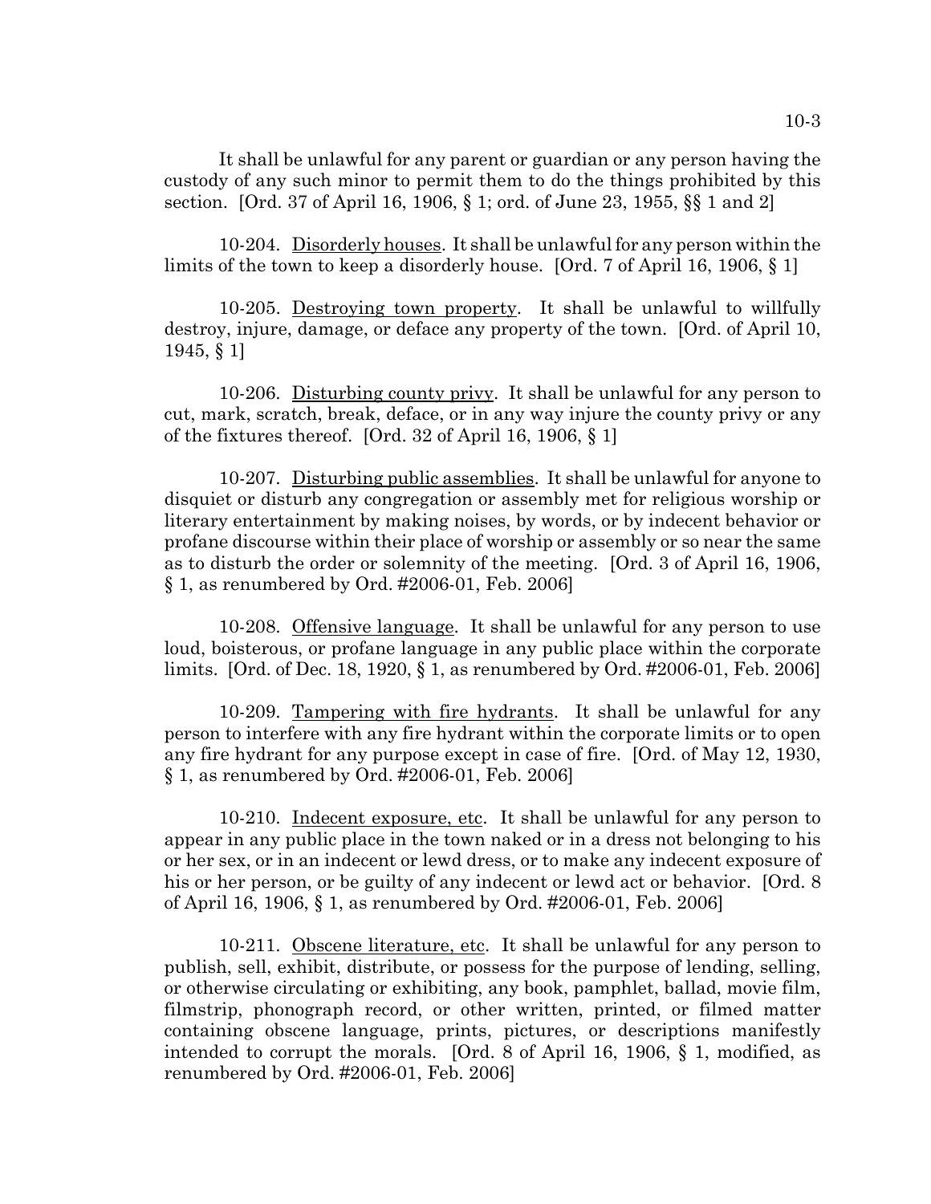It shall be unlawful for any parent or guardian or any person having the custody of any such minor to permit them to do the things prohibited by this section. [Ord. 37 of April 16, 1906, § 1; ord. of June 23, 1955, §§ 1 and 2]

10-204. Disorderly houses. It shall be unlawful for any person within the limits of the town to keep a disorderly house. [Ord. 7 of April 16, 1906, § 1]

10-205. Destroying town property. It shall be unlawful to willfully destroy, injure, damage, or deface any property of the town. [Ord. of April 10, 1945, § 1]

10-206. Disturbing county privy. It shall be unlawful for any person to cut, mark, scratch, break, deface, or in any way injure the county privy or any of the fixtures thereof. [Ord. 32 of April 16, 1906, § 1]

10-207. Disturbing public assemblies. It shall be unlawful for anyone to disquiet or disturb any congregation or assembly met for religious worship or literary entertainment by making noises, by words, or by indecent behavior or profane discourse within their place of worship or assembly or so near the same as to disturb the order or solemnity of the meeting. [Ord. 3 of April 16, 1906, § 1, as renumbered by Ord. #2006-01, Feb. 2006]

10-208. Offensive language. It shall be unlawful for any person to use loud, boisterous, or profane language in any public place within the corporate limits. [Ord. of Dec. 18, 1920, § 1, as renumbered by Ord. #2006-01, Feb. 2006]

10-209. Tampering with fire hydrants. It shall be unlawful for any person to interfere with any fire hydrant within the corporate limits or to open any fire hydrant for any purpose except in case of fire. [Ord. of May 12, 1930, § 1, as renumbered by Ord. #2006-01, Feb. 2006]

10-210. Indecent exposure, etc. It shall be unlawful for any person to appear in any public place in the town naked or in a dress not belonging to his or her sex, or in an indecent or lewd dress, or to make any indecent exposure of his or her person, or be guilty of any indecent or lewd act or behavior. [Ord. 8 of April 16, 1906, § 1, as renumbered by Ord. #2006-01, Feb. 2006]

10-211. Obscene literature, etc. It shall be unlawful for any person to publish, sell, exhibit, distribute, or possess for the purpose of lending, selling, or otherwise circulating or exhibiting, any book, pamphlet, ballad, movie film, filmstrip, phonograph record, or other written, printed, or filmed matter containing obscene language, prints, pictures, or descriptions manifestly intended to corrupt the morals. [Ord. 8 of April 16, 1906, § 1, modified, as renumbered by Ord. #2006-01, Feb. 2006]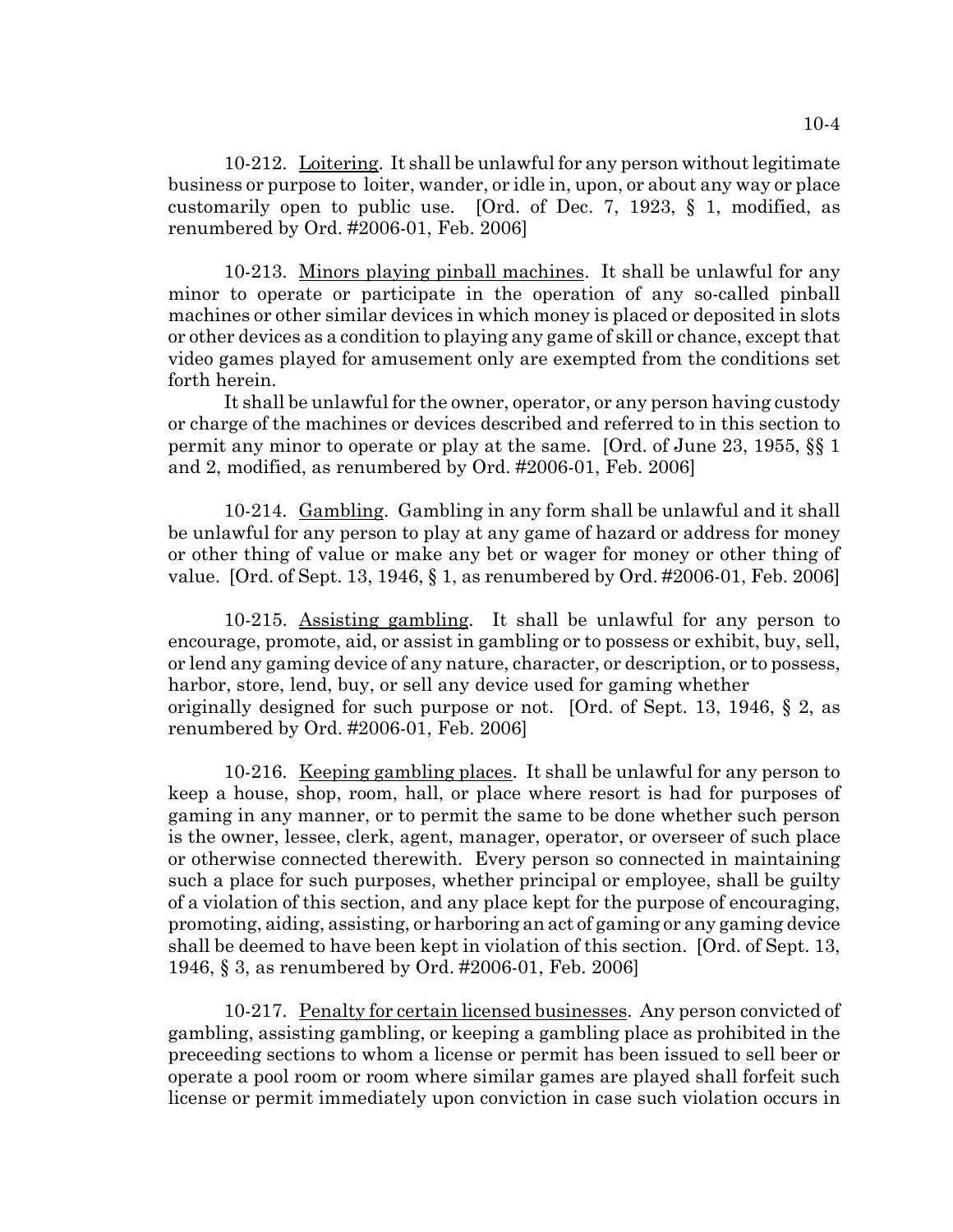10-212. Loitering. It shall be unlawful for any person without legitimate business or purpose to loiter, wander, or idle in, upon, or about any way or place customarily open to public use. [Ord. of Dec. 7, 1923, § 1, modified, as renumbered by Ord. #2006-01, Feb. 2006]

10-213. Minors playing pinball machines. It shall be unlawful for any minor to operate or participate in the operation of any so-called pinball machines or other similar devices in which money is placed or deposited in slots or other devices as a condition to playing any game of skill or chance, except that video games played for amusement only are exempted from the conditions set forth herein.

It shall be unlawful for the owner, operator, or any person having custody or charge of the machines or devices described and referred to in this section to permit any minor to operate or play at the same. [Ord. of June 23, 1955, §§ 1 and 2, modified, as renumbered by Ord. #2006-01, Feb. 2006]

10-214. Gambling. Gambling in any form shall be unlawful and it shall be unlawful for any person to play at any game of hazard or address for money or other thing of value or make any bet or wager for money or other thing of value. [Ord. of Sept. 13, 1946, § 1, as renumbered by Ord. #2006-01, Feb. 2006]

10-215. Assisting gambling. It shall be unlawful for any person to encourage, promote, aid, or assist in gambling or to possess or exhibit, buy, sell, or lend any gaming device of any nature, character, or description, or to possess, harbor, store, lend, buy, or sell any device used for gaming whether originally designed for such purpose or not. [Ord. of Sept. 13, 1946, § 2, as renumbered by Ord. #2006-01, Feb. 2006]

10-216. Keeping gambling places. It shall be unlawful for any person to keep a house, shop, room, hall, or place where resort is had for purposes of gaming in any manner, or to permit the same to be done whether such person is the owner, lessee, clerk, agent, manager, operator, or overseer of such place or otherwise connected therewith. Every person so connected in maintaining such a place for such purposes, whether principal or employee, shall be guilty of a violation of this section, and any place kept for the purpose of encouraging, promoting, aiding, assisting, or harboring an act of gaming or any gaming device shall be deemed to have been kept in violation of this section. [Ord. of Sept. 13, 1946, § 3, as renumbered by Ord. #2006-01, Feb. 2006]

10-217. Penalty for certain licensed businesses. Any person convicted of gambling, assisting gambling, or keeping a gambling place as prohibited in the preceeding sections to whom a license or permit has been issued to sell beer or operate a pool room or room where similar games are played shall forfeit such license or permit immediately upon conviction in case such violation occurs in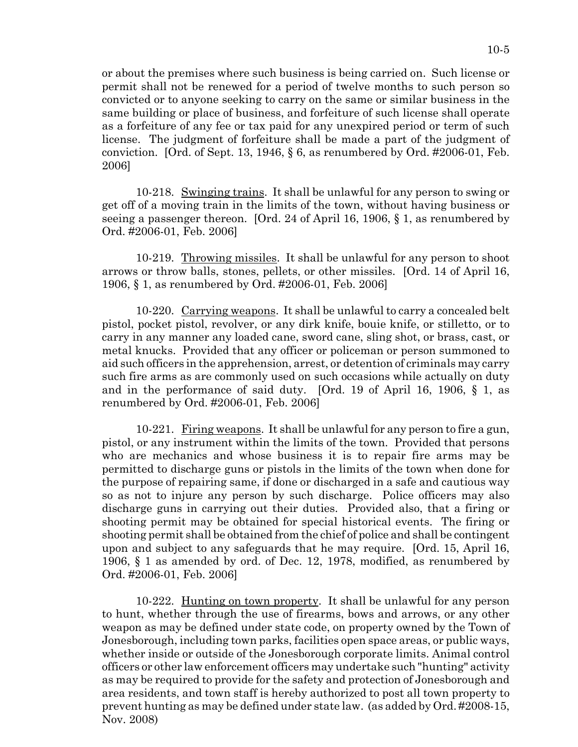or about the premises where such business is being carried on. Such license or permit shall not be renewed for a period of twelve months to such person so convicted or to anyone seeking to carry on the same or similar business in the same building or place of business, and forfeiture of such license shall operate as a forfeiture of any fee or tax paid for any unexpired period or term of such license. The judgment of forfeiture shall be made a part of the judgment of conviction. [Ord. of Sept. 13, 1946, § 6, as renumbered by Ord. #2006-01, Feb. 2006]

10-218. Swinging trains. It shall be unlawful for any person to swing or get off of a moving train in the limits of the town, without having business or seeing a passenger thereon. [Ord. 24 of April 16, 1906, § 1, as renumbered by Ord. #2006-01, Feb. 2006]

10-219. Throwing missiles. It shall be unlawful for any person to shoot arrows or throw balls, stones, pellets, or other missiles. [Ord. 14 of April 16, 1906, § 1, as renumbered by Ord. #2006-01, Feb. 2006]

10-220. Carrying weapons. It shall be unlawful to carry a concealed belt pistol, pocket pistol, revolver, or any dirk knife, bouie knife, or stilletto, or to carry in any manner any loaded cane, sword cane, sling shot, or brass, cast, or metal knucks. Provided that any officer or policeman or person summoned to aid such officers in the apprehension, arrest, or detention of criminals may carry such fire arms as are commonly used on such occasions while actually on duty and in the performance of said duty. [Ord. 19 of April 16, 1906, § 1, as renumbered by Ord. #2006-01, Feb. 2006]

10-221. Firing weapons. It shall be unlawful for any person to fire a gun, pistol, or any instrument within the limits of the town. Provided that persons who are mechanics and whose business it is to repair fire arms may be permitted to discharge guns or pistols in the limits of the town when done for the purpose of repairing same, if done or discharged in a safe and cautious way so as not to injure any person by such discharge. Police officers may also discharge guns in carrying out their duties. Provided also, that a firing or shooting permit may be obtained for special historical events. The firing or shooting permit shall be obtained from the chief of police and shall be contingent upon and subject to any safeguards that he may require. [Ord. 15, April 16, 1906, § 1 as amended by ord. of Dec. 12, 1978, modified, as renumbered by Ord. #2006-01, Feb. 2006]

10-222. Hunting on town property. It shall be unlawful for any person to hunt, whether through the use of firearms, bows and arrows, or any other weapon as may be defined under state code, on property owned by the Town of Jonesborough, including town parks, facilities open space areas, or public ways, whether inside or outside of the Jonesborough corporate limits. Animal control officers or other law enforcement officers may undertake such "hunting" activity as may be required to provide for the safety and protection of Jonesborough and area residents, and town staff is hereby authorized to post all town property to prevent hunting as may be defined under state law. (as added by Ord. #2008-15, Nov. 2008)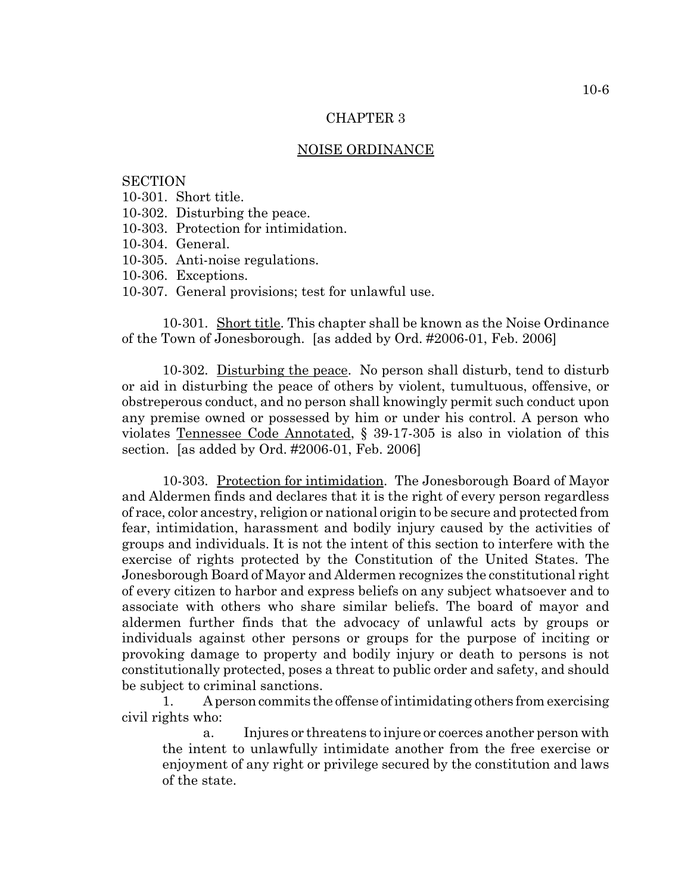## CHAPTER 3

## NOISE ORDINANCE

SECTION
10-301. Short title.
10-302. Disturbing the peace.
10-303. Protection for intimidation.
10-304. General.
10-305. Anti-noise regulations.
10-306. Exceptions.
10-307. General provisions; test for unlawful use.

10-301. Short title. This chapter shall be known as the Noise Ordinance of the Town of Jonesborough. [as added by Ord. #2006-01, Feb. 2006]

10-302. Disturbing the peace. No person shall disturb, tend to disturb or aid in disturbing the peace of others by violent, tumultuous, offensive, or obstreperous conduct, and no person shall knowingly permit such conduct upon any premise owned or possessed by him or under his control. A person who violates Tennessee Code Annotated, § 39-17-305 is also in violation of this section. [as added by Ord. #2006-01, Feb. 2006]

10-303. Protection for intimidation. The Jonesborough Board of Mayor and Aldermen finds and declares that it is the right of every person regardless of race, color ancestry, religion or national origin to be secure and protected from fear, intimidation, harassment and bodily injury caused by the activities of groups and individuals. It is not the intent of this section to interfere with the exercise of rights protected by the Constitution of the United States. The Jonesborough Board of Mayor and Aldermen recognizes the constitutional right of every citizen to harbor and express beliefs on any subject whatsoever and to associate with others who share similar beliefs. The board of mayor and aldermen further finds that the advocacy of unlawful acts by groups or individuals against other persons or groups for the purpose of inciting or provoking damage to property and bodily injury or death to persons is not constitutionally protected, poses a threat to public order and safety, and should be subject to criminal sanctions.

1. A person commits the offense of intimidating others from exercising civil rights who:

   a. Injures or threatens to injure or coerces another person with the intent to unlawfully intimidate another from the free exercise or enjoyment of any right or privilege secured by the constitution and laws of the state.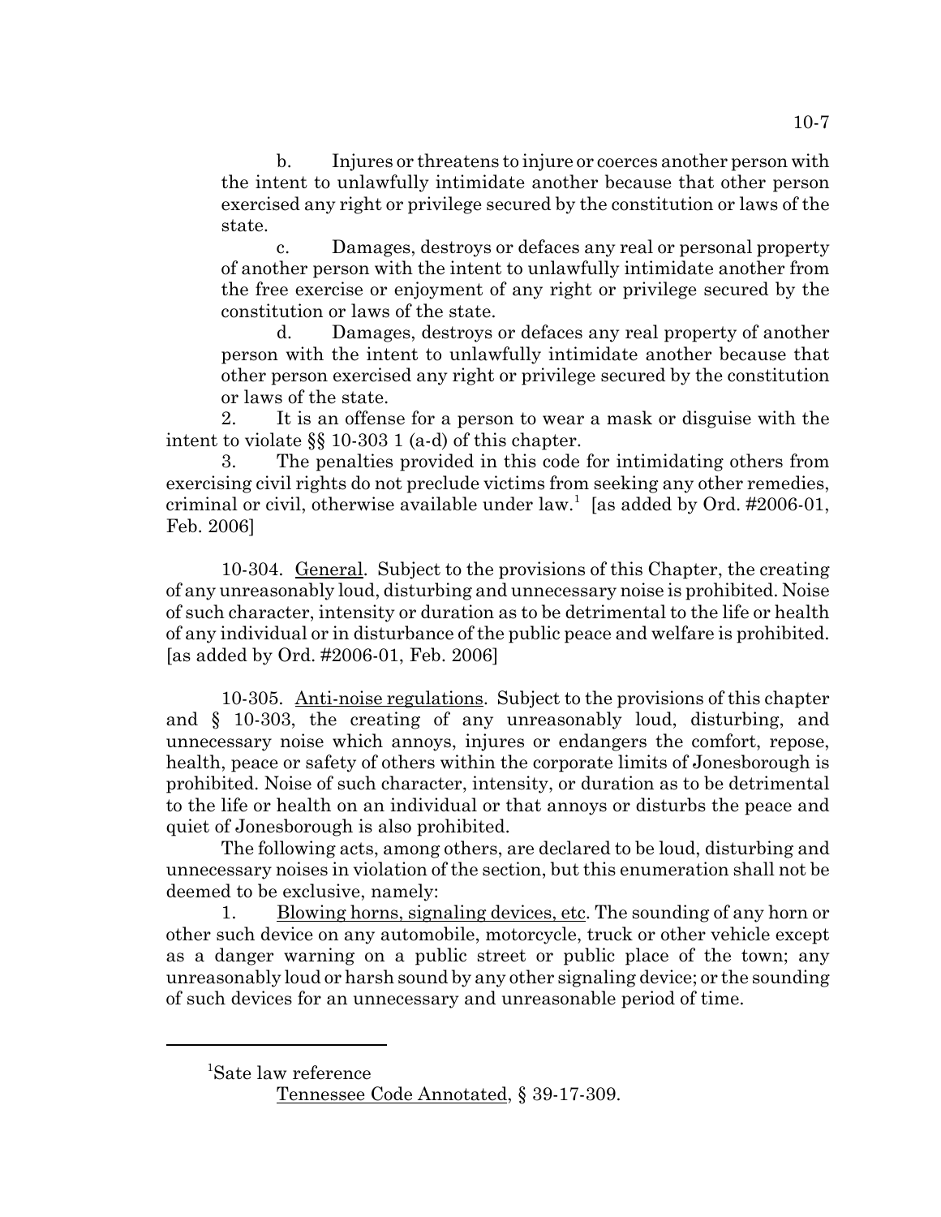b. Injures or threatens to injure or coerces another person with the intent to unlawfully intimidate another because that other person exercised any right or privilege secured by the constitution or laws of the state.

c. Damages, destroys or defaces any real or personal property of another person with the intent to unlawfully intimidate another from the free exercise or enjoyment of any right or privilege secured by the constitution or laws of the state.

d. Damages, destroys or defaces any real property of another person with the intent to unlawfully intimidate another because that other person exercised any right or privilege secured by the constitution or laws of the state.

2. It is an offense for a person to wear a mask or disguise with the intent to violate §§ 10-303 1 (a-d) of this chapter.

3. The penalties provided in this code for intimidating others from exercising civil rights do not preclude victims from seeking any other remedies, criminal or civil, otherwise available under law.[1] [as added by Ord. #2006-01, Feb. 2006]

10-304. General. Subject to the provisions of this Chapter, the creating of any unreasonably loud, disturbing and unnecessary noise is prohibited. Noise of such character, intensity or duration as to be detrimental to the life or health of any individual or in disturbance of the public peace and welfare is prohibited. [as added by Ord. #2006-01, Feb. 2006]

10-305. Anti-noise regulations. Subject to the provisions of this chapter and § 10-303, the creating of any unreasonably loud, disturbing, and unnecessary noise which annoys, injures or endangers the comfort, repose, health, peace or safety of others within the corporate limits of Jonesborough is prohibited. Noise of such character, intensity, or duration as to be detrimental to the life or health on an individual or that annoys or disturbs the peace and quiet of Jonesborough is also prohibited.

The following acts, among others, are declared to be loud, disturbing and unnecessary noises in violation of the section, but this enumeration shall not be deemed to be exclusive, namely:

1. Blowing horns, signaling devices, etc. The sounding of any horn or other such device on any automobile, motorcycle, truck or other vehicle except as a danger warning on a public street or public place of the town; any unreasonably loud or harsh sound by any other signaling device; or the sounding of such devices for an unnecessary and unreasonable period of time.

---

[1]Sate law reference

Tennessee Code Annotated, § 39-17-309.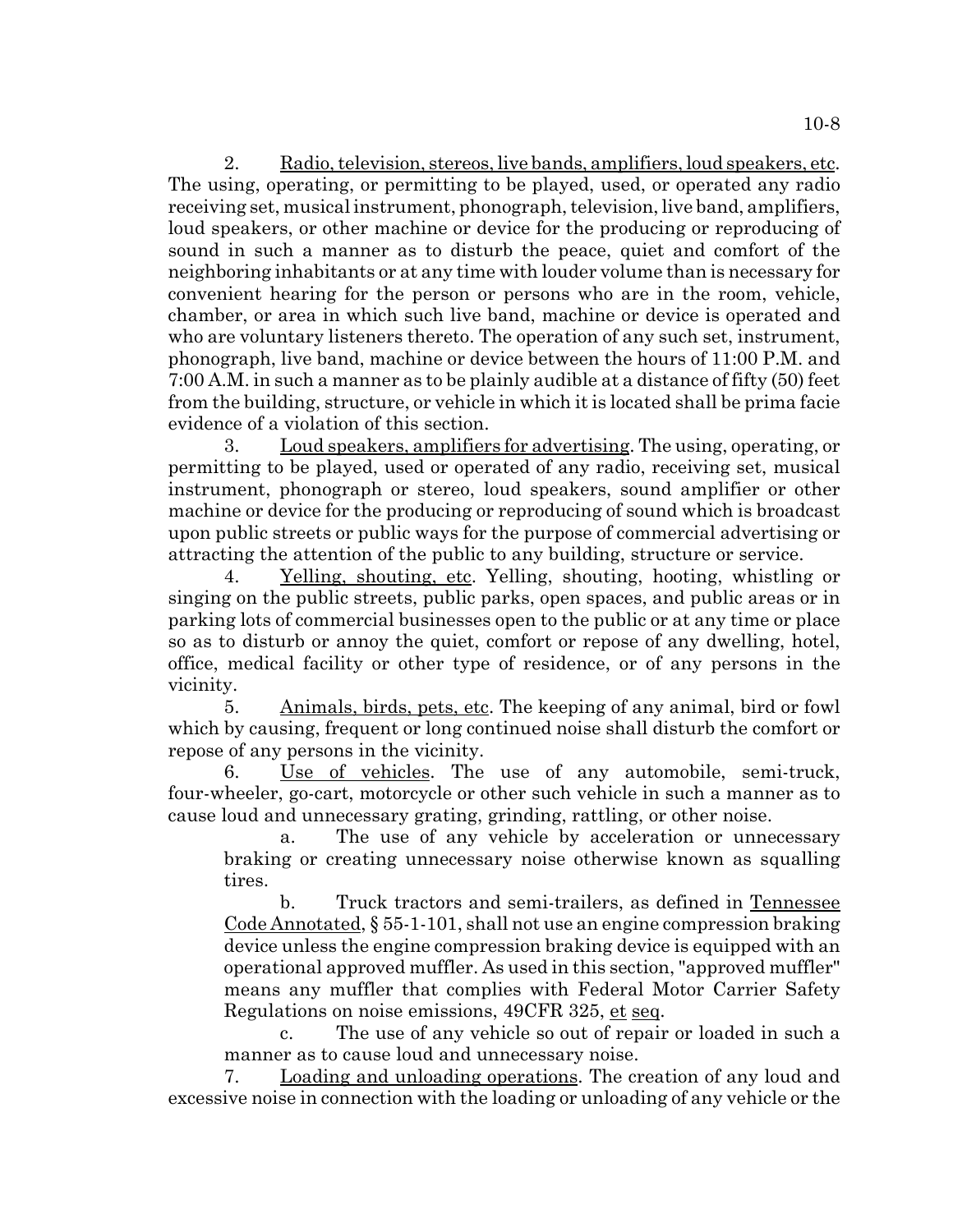2. Radio, television, stereos, live bands, amplifiers, loud speakers, etc. The using, operating, or permitting to be played, used, or operated any radio receiving set, musical instrument, phonograph, television, live band, amplifiers, loud speakers, or other machine or device for the producing or reproducing of sound in such a manner as to disturb the peace, quiet and comfort of the neighboring inhabitants or at any time with louder volume than is necessary for convenient hearing for the person or persons who are in the room, vehicle, chamber, or area in which such live band, machine or device is operated and who are voluntary listeners thereto. The operation of any such set, instrument, phonograph, live band, machine or device between the hours of 11:00 P.M. and 7:00 A.M. in such a manner as to be plainly audible at a distance of fifty (50) feet from the building, structure, or vehicle in which it is located shall be prima facie evidence of a violation of this section.

3. Loud speakers, amplifiers for advertising. The using, operating, or permitting to be played, used or operated of any radio, receiving set, musical instrument, phonograph or stereo, loud speakers, sound amplifier or other machine or device for the producing or reproducing of sound which is broadcast upon public streets or public ways for the purpose of commercial advertising or attracting the attention of the public to any building, structure or service.

4. Yelling, shouting, etc. Yelling, shouting, hooting, whistling or singing on the public streets, public parks, open spaces, and public areas or in parking lots of commercial businesses open to the public or at any time or place so as to disturb or annoy the quiet, comfort or repose of any dwelling, hotel, office, medical facility or other type of residence, or of any persons in the vicinity.

5. Animals, birds, pets, etc. The keeping of any animal, bird or fowl which by causing, frequent or long continued noise shall disturb the comfort or repose of any persons in the vicinity.

6. Use of vehicles. The use of any automobile, semi-truck, four-wheeler, go-cart, motorcycle or other such vehicle in such a manner as to cause loud and unnecessary grating, grinding, rattling, or other noise.

   a. The use of any vehicle by acceleration or unnecessary braking or creating unnecessary noise otherwise known as squalling tires.

   b. Truck tractors and semi-trailers, as defined in Tennessee Code Annotated, § 55-1-101, shall not use an engine compression braking device unless the engine compression braking device is equipped with an operational approved muffler. As used in this section, "approved muffler" means any muffler that complies with Federal Motor Carrier Safety Regulations on noise emissions, 49CFR 325, et seq.

   c. The use of any vehicle so out of repair or loaded in such a manner as to cause loud and unnecessary noise.

7. Loading and unloading operations. The creation of any loud and excessive noise in connection with the loading or unloading of any vehicle or the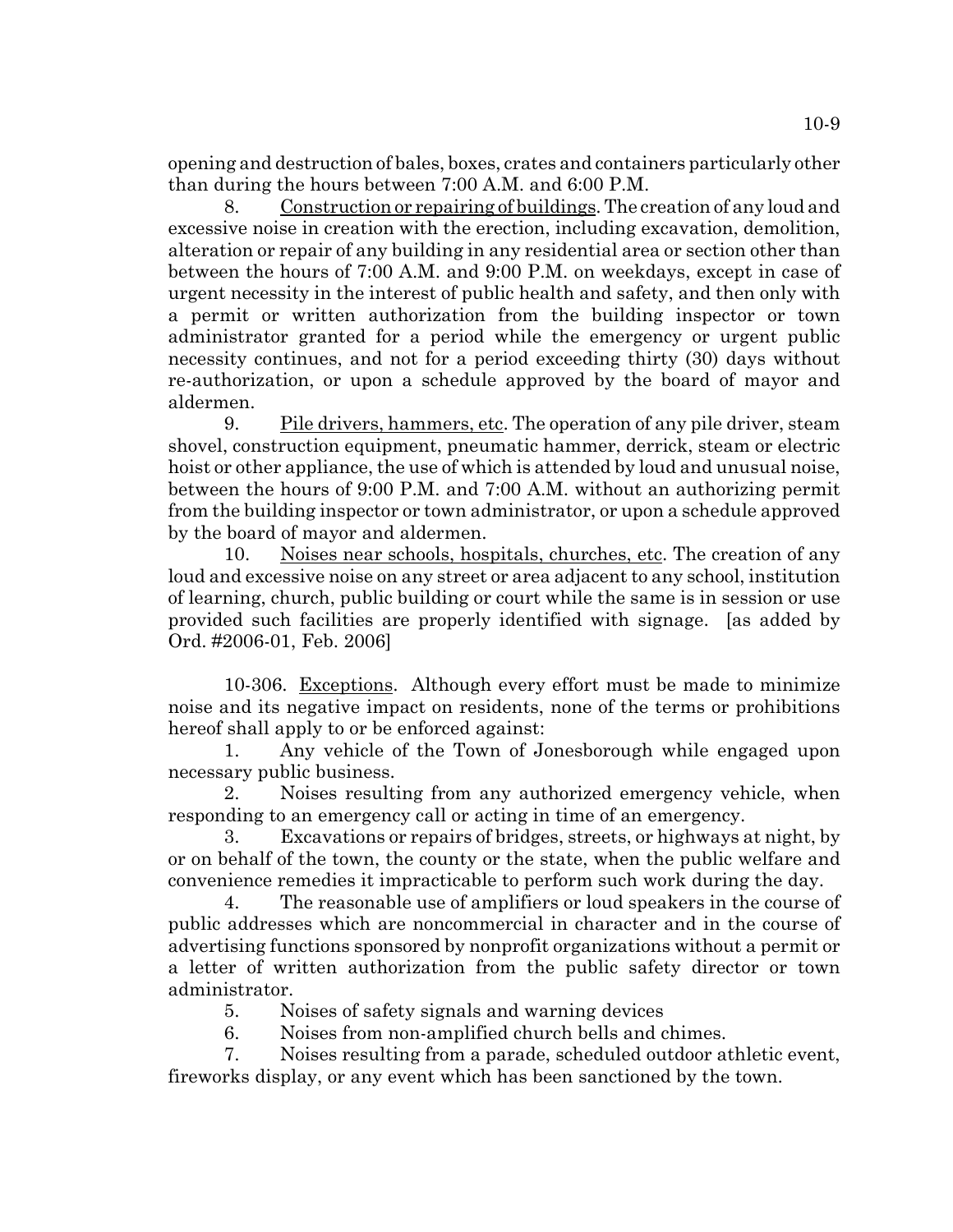opening and destruction of bales, boxes, crates and containers particularly other than during the hours between 7:00 A.M. and 6:00 P.M.

8. Construction or repairing of buildings. The creation of any loud and excessive noise in creation with the erection, including excavation, demolition, alteration or repair of any building in any residential area or section other than between the hours of 7:00 A.M. and 9:00 P.M. on weekdays, except in case of urgent necessity in the interest of public health and safety, and then only with a permit or written authorization from the building inspector or town administrator granted for a period while the emergency or urgent public necessity continues, and not for a period exceeding thirty (30) days without re-authorization, or upon a schedule approved by the board of mayor and aldermen.

9. Pile drivers, hammers, etc. The operation of any pile driver, steam shovel, construction equipment, pneumatic hammer, derrick, steam or electric hoist or other appliance, the use of which is attended by loud and unusual noise, between the hours of 9:00 P.M. and 7:00 A.M. without an authorizing permit from the building inspector or town administrator, or upon a schedule approved by the board of mayor and aldermen.

10. Noises near schools, hospitals, churches, etc. The creation of any loud and excessive noise on any street or area adjacent to any school, institution of learning, church, public building or court while the same is in session or use provided such facilities are properly identified with signage. [as added by Ord. #2006-01, Feb. 2006]

10-306. Exceptions. Although every effort must be made to minimize noise and its negative impact on residents, none of the terms or prohibitions hereof shall apply to or be enforced against:

1. Any vehicle of the Town of Jonesborough while engaged upon necessary public business.

2. Noises resulting from any authorized emergency vehicle, when responding to an emergency call or acting in time of an emergency.

3. Excavations or repairs of bridges, streets, or highways at night, by or on behalf of the town, the county or the state, when the public welfare and convenience remedies it impracticable to perform such work during the day.

4. The reasonable use of amplifiers or loud speakers in the course of public addresses which are noncommercial in character and in the course of advertising functions sponsored by nonprofit organizations without a permit or a letter of written authorization from the public safety director or town administrator.

5. Noises of safety signals and warning devices

6. Noises from non-amplified church bells and chimes.

7. Noises resulting from a parade, scheduled outdoor athletic event, fireworks display, or any event which has been sanctioned by the town.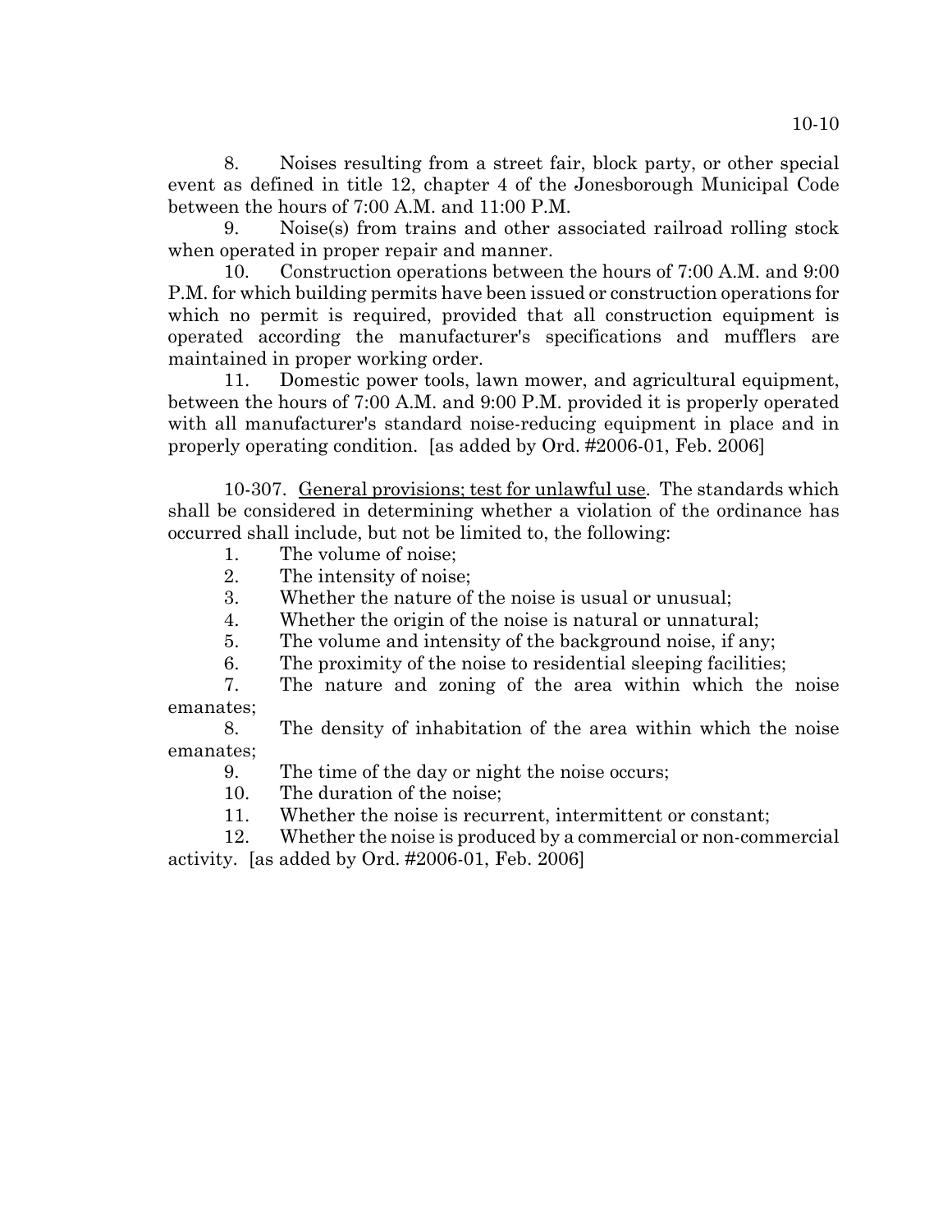8. Noises resulting from a street fair, block party, or other special event as defined in title 12, chapter 4 of the Jonesborough Municipal Code between the hours of 7:00 A.M. and 11:00 P.M.

9. Noise(s) from trains and other associated railroad rolling stock when operated in proper repair and manner.

10. Construction operations between the hours of 7:00 A.M. and 9:00 P.M. for which building permits have been issued or construction operations for which no permit is required, provided that all construction equipment is operated according the manufacturer's specifications and mufflers are maintained in proper working order.

11. Domestic power tools, lawn mower, and agricultural equipment, between the hours of 7:00 A.M. and 9:00 P.M. provided it is properly operated with all manufacturer's standard noise-reducing equipment in place and in properly operating condition. [as added by Ord. #2006-01, Feb. 2006]

10-307. General provisions; test for unlawful use. The standards which shall be considered in determining whether a violation of the ordinance has occurred shall include, but not be limited to, the following:

1. The volume of noise;
2. The intensity of noise;
3. Whether the nature of the noise is usual or unusual;
4. Whether the origin of the noise is natural or unnatural;
5. The volume and intensity of the background noise, if any;
6. The proximity of the noise to residential sleeping facilities;
7. The nature and zoning of the area within which the noise emanates;
8. The density of inhabitation of the area within which the noise emanates;
9. The time of the day or night the noise occurs;
10. The duration of the noise;
11. Whether the noise is recurrent, intermittent or constant;
12. Whether the noise is produced by a commercial or non-commercial activity. [as added by Ord. #2006-01, Feb. 2006]